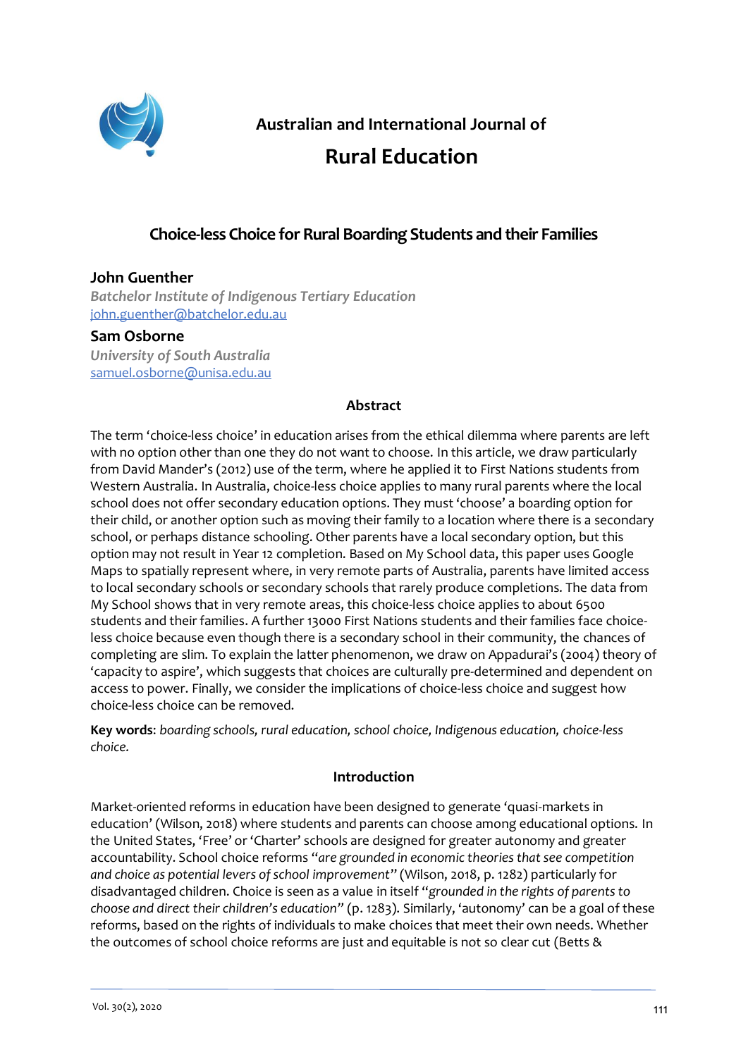Australian and International Journal of

# Rural Education

## Choice-less Choice for Rural Boarding Students and their Families

**John Guenther**
*Batchelor Institute of Indigenous Tertiary Education*
john.guenther@batchelor.edu.au

**Sam Osborne**
*University of South Australia*
samuel.osborne@unisa.edu.au

### Abstract

The term 'choice-less choice' in education arises from the ethical dilemma where parents are left with no option other than one they do not want to choose. In this article, we draw particularly from David Mander's (2012) use of the term, where he applied it to First Nations students from Western Australia. In Australia, choice-less choice applies to many rural parents where the local school does not offer secondary education options. They must 'choose' a boarding option for their child, or another option such as moving their family to a location where there is a secondary school, or perhaps distance schooling. Other parents have a local secondary option, but this option may not result in Year 12 completion. Based on My School data, this paper uses Google Maps to spatially represent where, in very remote parts of Australia, parents have limited access to local secondary schools or secondary schools that rarely produce completions. The data from My School shows that in very remote areas, this choice-less choice applies to about 6500 students and their families. A further 13000 First Nations students and their families face choice-less choice because even though there is a secondary school in their community, the chances of completing are slim. To explain the latter phenomenon, we draw on Appadurai's (2004) theory of 'capacity to aspire', which suggests that choices are culturally pre-determined and dependent on access to power. Finally, we consider the implications of choice-less choice and suggest how choice-less choice can be removed.

**Key words**: *boarding schools, rural education, school choice, Indigenous education, choice-less choice.*

### Introduction

Market-oriented reforms in education have been designed to generate 'quasi-markets in education' (Wilson, 2018) where students and parents can choose among educational options. In the United States, 'Free' or 'Charter' schools are designed for greater autonomy and greater accountability. School choice reforms "*are grounded in economic theories that see competition and choice as potential levers of school improvement*" (Wilson, 2018, p. 1282) particularly for disadvantaged children. Choice is seen as a value in itself "*grounded in the rights of parents to choose and direct their children's education*" (p. 1283). Similarly, 'autonomy' can be a goal of these reforms, based on the rights of individuals to make choices that meet their own needs. Whether the outcomes of school choice reforms are just and equitable is not so clear cut (Betts &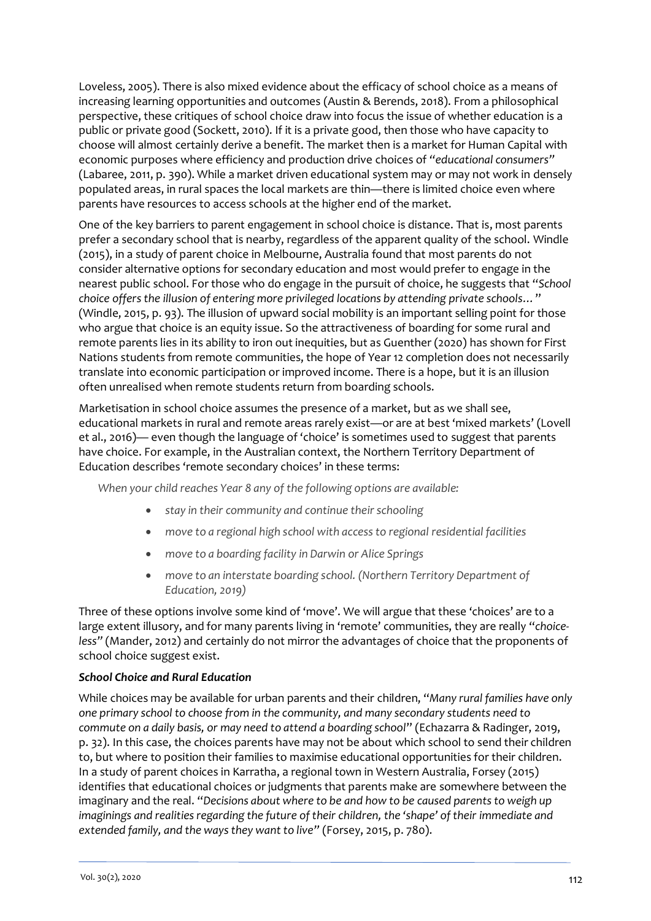Loveless, 2005). There is also mixed evidence about the efficacy of school choice as a means of increasing learning opportunities and outcomes (Austin & Berends, 2018). From a philosophical perspective, these critiques of school choice draw into focus the issue of whether education is a public or private good (Sockett, 2010). If it is a private good, then those who have capacity to choose will almost certainly derive a benefit. The market then is a market for Human Capital with economic purposes where efficiency and production drive choices of "*educational consumers*" (Labaree, 2011, p. 390). While a market driven educational system may or may not work in densely populated areas, in rural spaces the local markets are thin—there is limited choice even where parents have resources to access schools at the higher end of the market.

One of the key barriers to parent engagement in school choice is distance. That is, most parents prefer a secondary school that is nearby, regardless of the apparent quality of the school. Windle (2015), in a study of parent choice in Melbourne, Australia found that most parents do not consider alternative options for secondary education and most would prefer to engage in the nearest public school. For those who do engage in the pursuit of choice, he suggests that "*School choice offers the illusion of entering more privileged locations by attending private schools…*" (Windle, 2015, p. 93). The illusion of upward social mobility is an important selling point for those who argue that choice is an equity issue. So the attractiveness of boarding for some rural and remote parents lies in its ability to iron out inequities, but as Guenther (2020) has shown for First Nations students from remote communities, the hope of Year 12 completion does not necessarily translate into economic participation or improved income. There is a hope, but it is an illusion often unrealised when remote students return from boarding schools.

Marketisation in school choice assumes the presence of a market, but as we shall see, educational markets in rural and remote areas rarely exist—or are at best 'mixed markets' (Lovell et al., 2016)— even though the language of 'choice' is sometimes used to suggest that parents have choice. For example, in the Australian context, the Northern Territory Department of Education describes 'remote secondary choices' in these terms:

> *When your child reaches Year 8 any of the following options are available:*
>
> - *stay in their community and continue their schooling*
> - *move to a regional high school with access to regional residential facilities*
> - *move to a boarding facility in Darwin or Alice Springs*
> - *move to an interstate boarding school. (Northern Territory Department of Education, 2019)*

Three of these options involve some kind of 'move'. We will argue that these 'choices' are to a large extent illusory, and for many parents living in 'remote' communities, they are really "*choice-less*" (Mander, 2012) and certainly do not mirror the advantages of choice that the proponents of school choice suggest exist.

### *School Choice and Rural Education*

While choices may be available for urban parents and their children, "*Many rural families have only one primary school to choose from in the community, and many secondary students need to commute on a daily basis, or may need to attend a boarding school*" (Echazarra & Radinger, 2019, p. 32). In this case, the choices parents have may not be about which school to send their children to, but where to position their families to maximise educational opportunities for their children. In a study of parent choices in Karratha, a regional town in Western Australia, Forsey (2015) identifies that educational choices or judgments that parents make are somewhere between the imaginary and the real. "*Decisions about where to be and how to be caused parents to weigh up imaginings and realities regarding the future of their children, the 'shape' of their immediate and extended family, and the ways they want to live*" (Forsey, 2015, p. 780).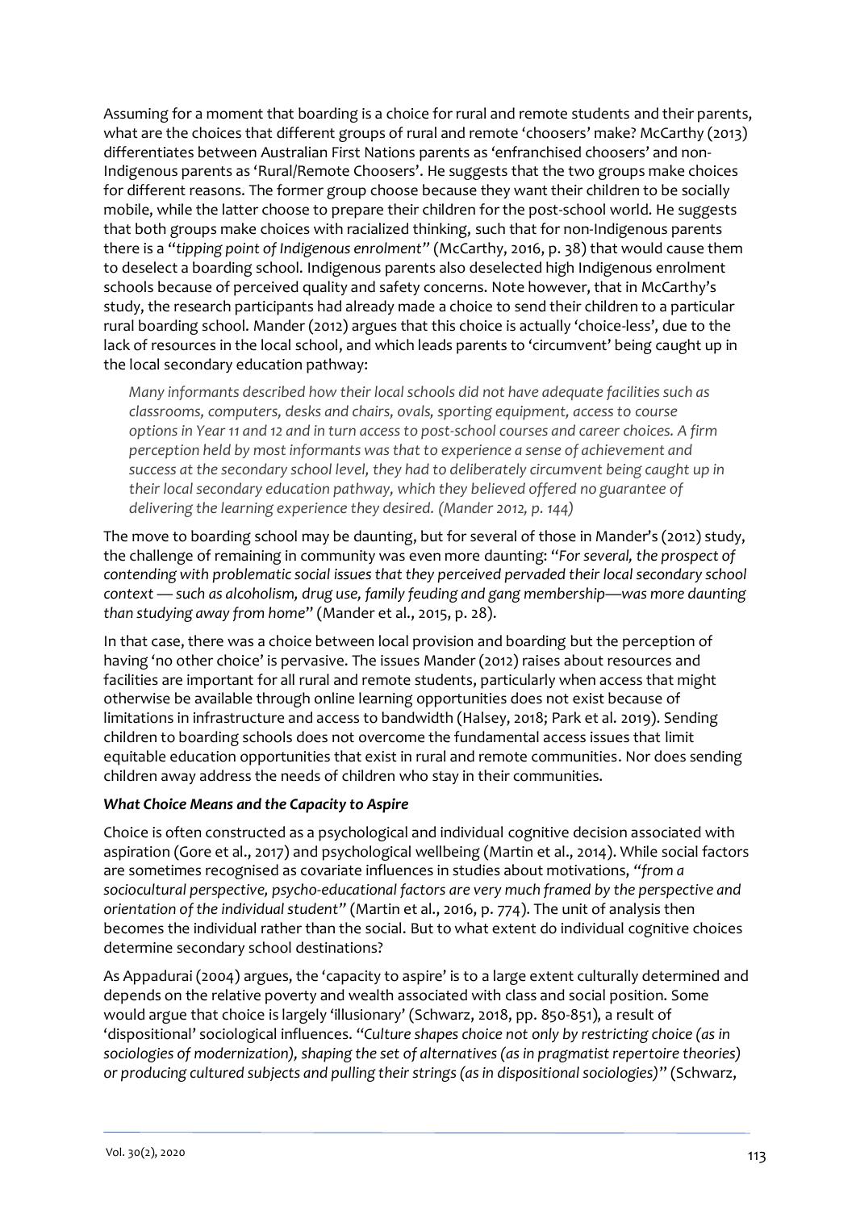Assuming for a moment that boarding is a choice for rural and remote students and their parents, what are the choices that different groups of rural and remote 'choosers' make? McCarthy (2013) differentiates between Australian First Nations parents as 'enfranchised choosers' and non-Indigenous parents as 'Rural/Remote Choosers'. He suggests that the two groups make choices for different reasons. The former group choose because they want their children to be socially mobile, while the latter choose to prepare their children for the post-school world. He suggests that both groups make choices with racialized thinking, such that for non-Indigenous parents there is a "*tipping point of Indigenous enrolment*" (McCarthy, 2016, p. 38) that would cause them to deselect a boarding school. Indigenous parents also deselected high Indigenous enrolment schools because of perceived quality and safety concerns. Note however, that in McCarthy's study, the research participants had already made a choice to send their children to a particular rural boarding school. Mander (2012) argues that this choice is actually 'choice-less', due to the lack of resources in the local school, and which leads parents to 'circumvent' being caught up in the local secondary education pathway:

> *Many informants described how their local schools did not have adequate facilities such as classrooms, computers, desks and chairs, ovals, sporting equipment, access to course options in Year 11 and 12 and in turn access to post-school courses and career choices. A firm perception held by most informants was that to experience a sense of achievement and success at the secondary school level, they had to deliberately circumvent being caught up in their local secondary education pathway, which they believed offered no guarantee of delivering the learning experience they desired. (Mander 2012, p. 144)*

The move to boarding school may be daunting, but for several of those in Mander's (2012) study, the challenge of remaining in community was even more daunting: "*For several, the prospect of contending with problematic social issues that they perceived pervaded their local secondary school context — such as alcoholism, drug use, family feuding and gang membership—was more daunting than studying away from home*" (Mander et al., 2015, p. 28).

In that case, there was a choice between local provision and boarding but the perception of having 'no other choice' is pervasive. The issues Mander (2012) raises about resources and facilities are important for all rural and remote students, particularly when access that might otherwise be available through online learning opportunities does not exist because of limitations in infrastructure and access to bandwidth (Halsey, 2018; Park et al. 2019). Sending children to boarding schools does not overcome the fundamental access issues that limit equitable education opportunities that exist in rural and remote communities. Nor does sending children away address the needs of children who stay in their communities.

### *What Choice Means and the Capacity to Aspire*

Choice is often constructed as a psychological and individual cognitive decision associated with aspiration (Gore et al., 2017) and psychological wellbeing (Martin et al., 2014). While social factors are sometimes recognised as covariate influences in studies about motivations, "*from a sociocultural perspective, psycho-educational factors are very much framed by the perspective and orientation of the individual student*" (Martin et al., 2016, p. 774). The unit of analysis then becomes the individual rather than the social. But to what extent do individual cognitive choices determine secondary school destinations?

As Appadurai (2004) argues, the 'capacity to aspire' is to a large extent culturally determined and depends on the relative poverty and wealth associated with class and social position. Some would argue that choice is largely 'illusionary' (Schwarz, 2018, pp. 850-851), a result of 'dispositional' sociological influences. "*Culture shapes choice not only by restricting choice (as in sociologies of modernization), shaping the set of alternatives (as in pragmatist repertoire theories) or producing cultured subjects and pulling their strings (as in dispositional sociologies)*" (Schwarz,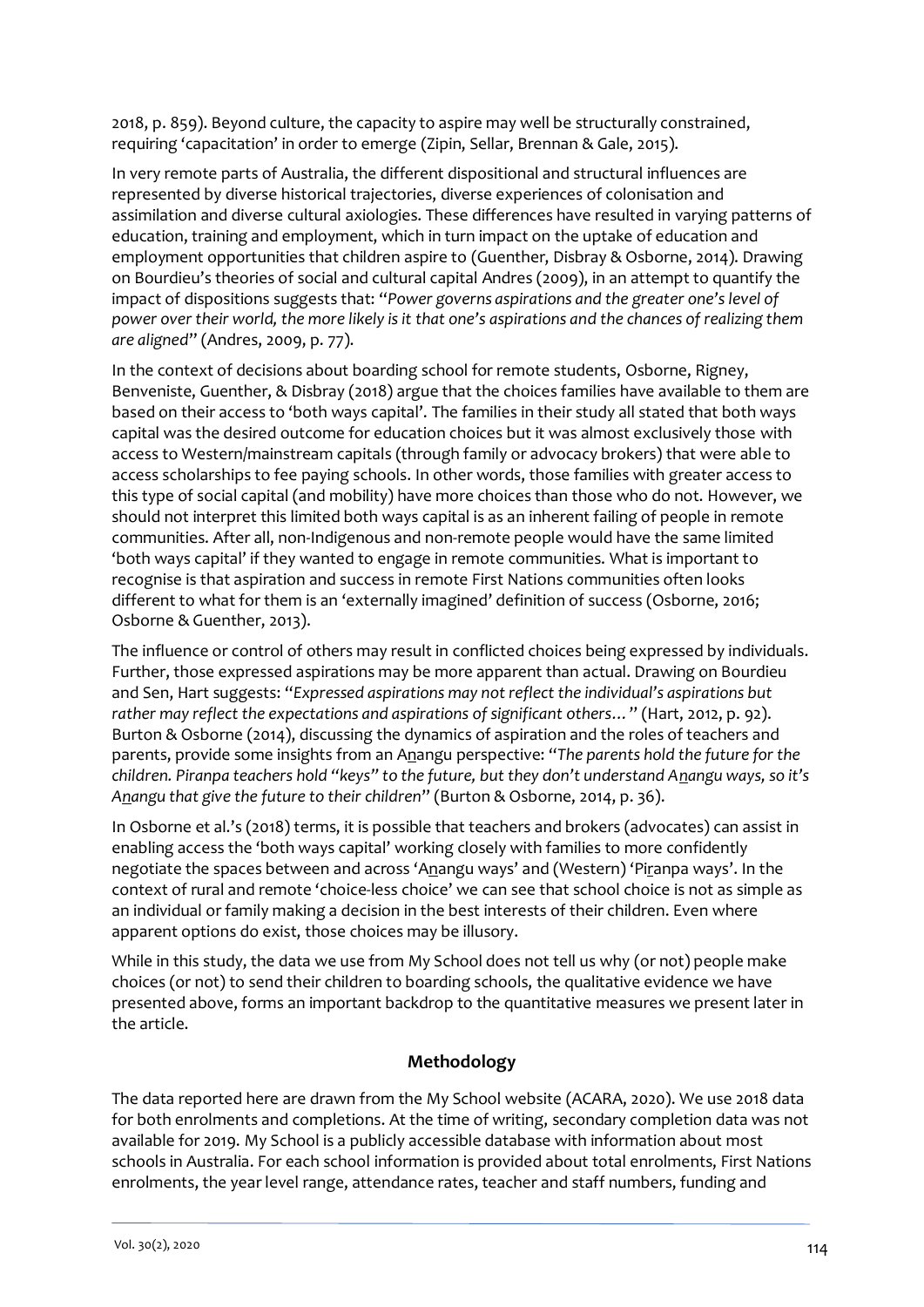2018, p. 859). Beyond culture, the capacity to aspire may well be structurally constrained, requiring 'capacitation' in order to emerge (Zipin, Sellar, Brennan & Gale, 2015).

In very remote parts of Australia, the different dispositional and structural influences are represented by diverse historical trajectories, diverse experiences of colonisation and assimilation and diverse cultural axiologies. These differences have resulted in varying patterns of education, training and employment, which in turn impact on the uptake of education and employment opportunities that children aspire to (Guenther, Disbray & Osborne, 2014). Drawing on Bourdieu's theories of social and cultural capital Andres (2009), in an attempt to quantify the impact of dispositions suggests that: "*Power governs aspirations and the greater one's level of power over their world, the more likely is it that one's aspirations and the chances of realizing them are aligned*" (Andres, 2009, p. 77).

In the context of decisions about boarding school for remote students, Osborne, Rigney, Benveniste, Guenther, & Disbray (2018) argue that the choices families have available to them are based on their access to 'both ways capital'. The families in their study all stated that both ways capital was the desired outcome for education choices but it was almost exclusively those with access to Western/mainstream capitals (through family or advocacy brokers) that were able to access scholarships to fee paying schools. In other words, those families with greater access to this type of social capital (and mobility) have more choices than those who do not. However, we should not interpret this limited both ways capital is as an inherent failing of people in remote communities. After all, non-Indigenous and non-remote people would have the same limited 'both ways capital' if they wanted to engage in remote communities. What is important to recognise is that aspiration and success in remote First Nations communities often looks different to what for them is an 'externally imagined' definition of success (Osborne, 2016; Osborne & Guenther, 2013).

The influence or control of others may result in conflicted choices being expressed by individuals. Further, those expressed aspirations may be more apparent than actual. Drawing on Bourdieu and Sen, Hart suggests: "*Expressed aspirations may not reflect the individual's aspirations but rather may reflect the expectations and aspirations of significant others…*" (Hart, 2012, p. 92). Burton & Osborne (2014), discussing the dynamics of aspiration and the roles of teachers and parents, provide some insights from an A<u>n</u>angu perspective: "*The parents hold the future for the children. Piranpa teachers hold "keys" to the future, but they don't understand A<u>n</u>angu ways, so it's A<u>n</u>angu that give the future to their children*" (Burton & Osborne, 2014, p. 36).

In Osborne et al.'s (2018) terms, it is possible that teachers and brokers (advocates) can assist in enabling access the 'both ways capital' working closely with families to more confidently negotiate the spaces between and across 'A<u>n</u>angu ways' and (Western) 'Pi<u>r</u>anpa ways'. In the context of rural and remote 'choice-less choice' we can see that school choice is not as simple as an individual or family making a decision in the best interests of their children. Even where apparent options do exist, those choices may be illusory.

While in this study, the data we use from My School does not tell us why (or not) people make choices (or not) to send their children to boarding schools, the qualitative evidence we have presented above, forms an important backdrop to the quantitative measures we present later in the article.

## Methodology

The data reported here are drawn from the My School website (ACARA, 2020). We use 2018 data for both enrolments and completions. At the time of writing, secondary completion data was not available for 2019. My School is a publicly accessible database with information about most schools in Australia. For each school information is provided about total enrolments, First Nations enrolments, the year level range, attendance rates, teacher and staff numbers, funding and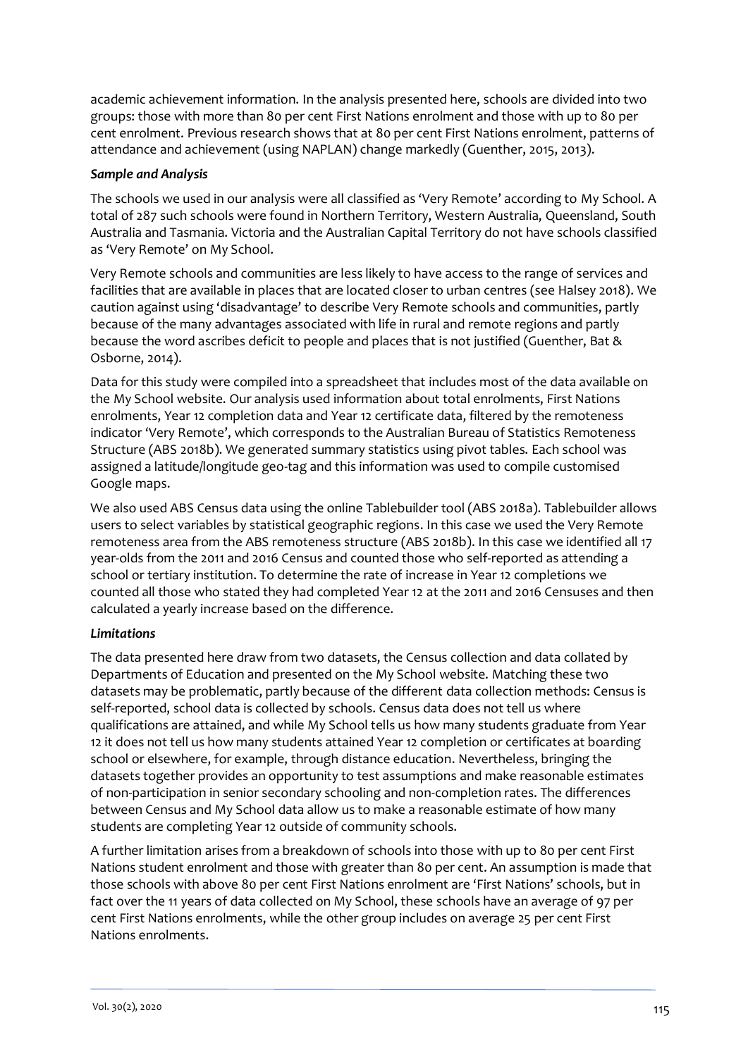academic achievement information. In the analysis presented here, schools are divided into two groups: those with more than 80 per cent First Nations enrolment and those with up to 80 per cent enrolment. Previous research shows that at 80 per cent First Nations enrolment, patterns of attendance and achievement (using NAPLAN) change markedly (Guenther, 2015, 2013).

### *Sample and Analysis*

The schools we used in our analysis were all classified as 'Very Remote' according to My School. A total of 287 such schools were found in Northern Territory, Western Australia, Queensland, South Australia and Tasmania. Victoria and the Australian Capital Territory do not have schools classified as 'Very Remote' on My School.

Very Remote schools and communities are less likely to have access to the range of services and facilities that are available in places that are located closer to urban centres (see Halsey 2018). We caution against using 'disadvantage' to describe Very Remote schools and communities, partly because of the many advantages associated with life in rural and remote regions and partly because the word ascribes deficit to people and places that is not justified (Guenther, Bat & Osborne, 2014).

Data for this study were compiled into a spreadsheet that includes most of the data available on the My School website. Our analysis used information about total enrolments, First Nations enrolments, Year 12 completion data and Year 12 certificate data, filtered by the remoteness indicator 'Very Remote', which corresponds to the Australian Bureau of Statistics Remoteness Structure (ABS 2018b). We generated summary statistics using pivot tables. Each school was assigned a latitude/longitude geo-tag and this information was used to compile customised Google maps.

We also used ABS Census data using the online Tablebuilder tool (ABS 2018a). Tablebuilder allows users to select variables by statistical geographic regions. In this case we used the Very Remote remoteness area from the ABS remoteness structure (ABS 2018b). In this case we identified all 17 year-olds from the 2011 and 2016 Census and counted those who self-reported as attending a school or tertiary institution. To determine the rate of increase in Year 12 completions we counted all those who stated they had completed Year 12 at the 2011 and 2016 Censuses and then calculated a yearly increase based on the difference.

### *Limitations*

The data presented here draw from two datasets, the Census collection and data collated by Departments of Education and presented on the My School website. Matching these two datasets may be problematic, partly because of the different data collection methods: Census is self-reported, school data is collected by schools. Census data does not tell us where qualifications are attained, and while My School tells us how many students graduate from Year 12 it does not tell us how many students attained Year 12 completion or certificates at boarding school or elsewhere, for example, through distance education. Nevertheless, bringing the datasets together provides an opportunity to test assumptions and make reasonable estimates of non-participation in senior secondary schooling and non-completion rates. The differences between Census and My School data allow us to make a reasonable estimate of how many students are completing Year 12 outside of community schools.

A further limitation arises from a breakdown of schools into those with up to 80 per cent First Nations student enrolment and those with greater than 80 per cent. An assumption is made that those schools with above 80 per cent First Nations enrolment are 'First Nations' schools, but in fact over the 11 years of data collected on My School, these schools have an average of 97 per cent First Nations enrolments, while the other group includes on average 25 per cent First Nations enrolments.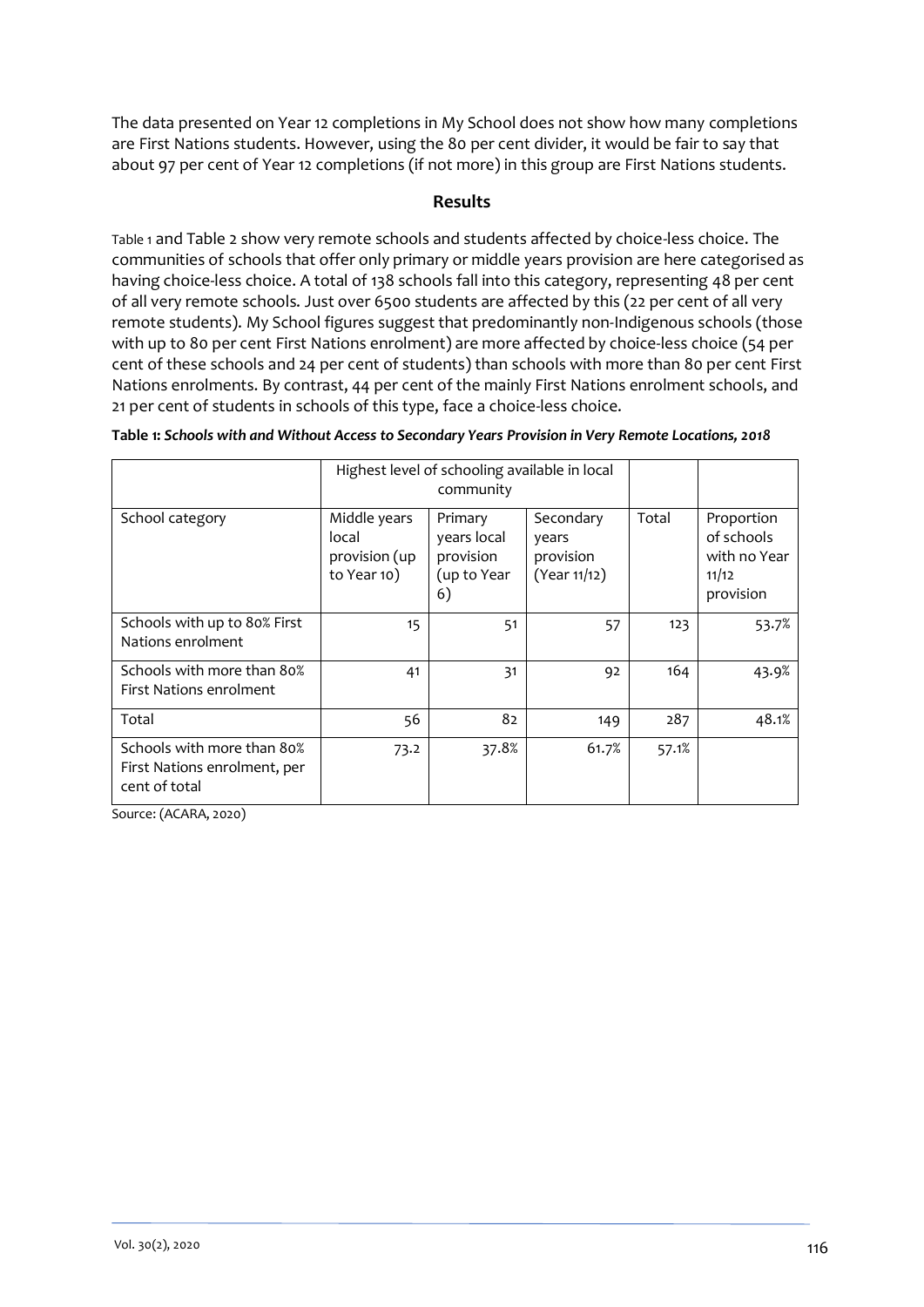The data presented on Year 12 completions in My School does not show how many completions are First Nations students. However, using the 80 per cent divider, it would be fair to say that about 97 per cent of Year 12 completions (if not more) in this group are First Nations students.

## Results

Table 1 and Table 2 show very remote schools and students affected by choice-less choice. The communities of schools that offer only primary or middle years provision are here categorised as having choice-less choice. A total of 138 schools fall into this category, representing 48 per cent of all very remote schools. Just over 6500 students are affected by this (22 per cent of all very remote students). My School figures suggest that predominantly non-Indigenous schools (those with up to 80 per cent First Nations enrolment) are more affected by choice-less choice (54 per cent of these schools and 24 per cent of students) than schools with more than 80 per cent First Nations enrolments. By contrast, 44 per cent of the mainly First Nations enrolment schools, and 21 per cent of students in schools of this type, face a choice-less choice.

**Table 1:** ***Schools with and Without Access to Secondary Years Provision in Very Remote Locations, 2018***

| | Highest level of schooling available in local community | | | | |
|---|---|---|---|---|---|
| School category | Middle years local provision (up to Year 10) | Primary years local provision (up to Year 6) | Secondary years provision (Year 11/12) | Total | Proportion of schools with no Year 11/12 provision |
| Schools with up to 80% First Nations enrolment | 15 | 51 | 57 | 123 | 53.7% |
| Schools with more than 80% First Nations enrolment | 41 | 31 | 92 | 164 | 43.9% |
| Total | 56 | 82 | 149 | 287 | 48.1% |
| Schools with more than 80% First Nations enrolment, per cent of total | 73.2 | 37.8% | 61.7% | 57.1% | |

Source: (ACARA, 2020)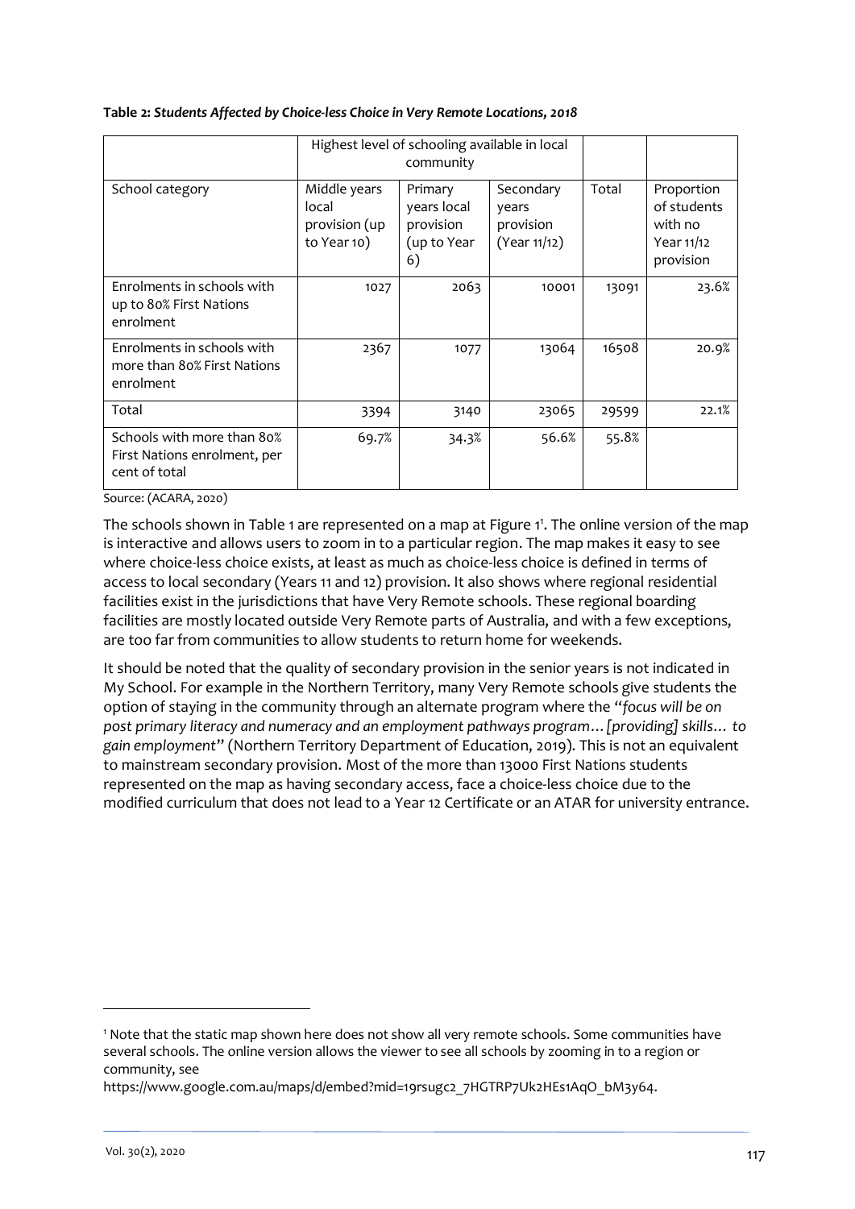**Table 2:** ***Students Affected by Choice-less Choice in Very Remote Locations, 2018***

| | Highest level of schooling available in local community | | | | |
|---|---|---|---|---|---|
| School category | Middle years local provision (up to Year 10) | Primary years local provision (up to Year 6) | Secondary years provision (Year 11/12) | Total | Proportion of students with no Year 11/12 provision |
| Enrolments in schools with up to 80% First Nations enrolment | 1027 | 2063 | 10001 | 13091 | 23.6% |
| Enrolments in schools with more than 80% First Nations enrolment | 2367 | 1077 | 13064 | 16508 | 20.9% |
| Total | 3394 | 3140 | 23065 | 29599 | 22.1% |
| Schools with more than 80% First Nations enrolment, per cent of total | 69.7% | 34.3% | 56.6% | 55.8% | |

Source: (ACARA, 2020)

The schools shown in Table 1 are represented on a map at Figure 1[1]. The online version of the map is interactive and allows users to zoom in to a particular region. The map makes it easy to see where choice-less choice exists, at least as much as choice-less choice is defined in terms of access to local secondary (Years 11 and 12) provision. It also shows where regional residential facilities exist in the jurisdictions that have Very Remote schools. These regional boarding facilities are mostly located outside Very Remote parts of Australia, and with a few exceptions, are too far from communities to allow students to return home for weekends.

It should be noted that the quality of secondary provision in the senior years is not indicated in My School. For example in the Northern Territory, many Very Remote schools give students the option of staying in the community through an alternate program where the "*focus will be on post primary literacy and numeracy and an employment pathways program… [providing] skills… to gain employment*" (Northern Territory Department of Education, 2019). This is not an equivalent to mainstream secondary provision. Most of the more than 13000 First Nations students represented on the map as having secondary access, face a choice-less choice due to the modified curriculum that does not lead to a Year 12 Certificate or an ATAR for university entrance.

---

[1] Note that the static map shown here does not show all very remote schools. Some communities have several schools. The online version allows the viewer to see all schools by zooming in to a region or community, see https://www.google.com.au/maps/d/embed?mid=19rsugc2_7HGTRP7Uk2HEs1AqO_bM3y64.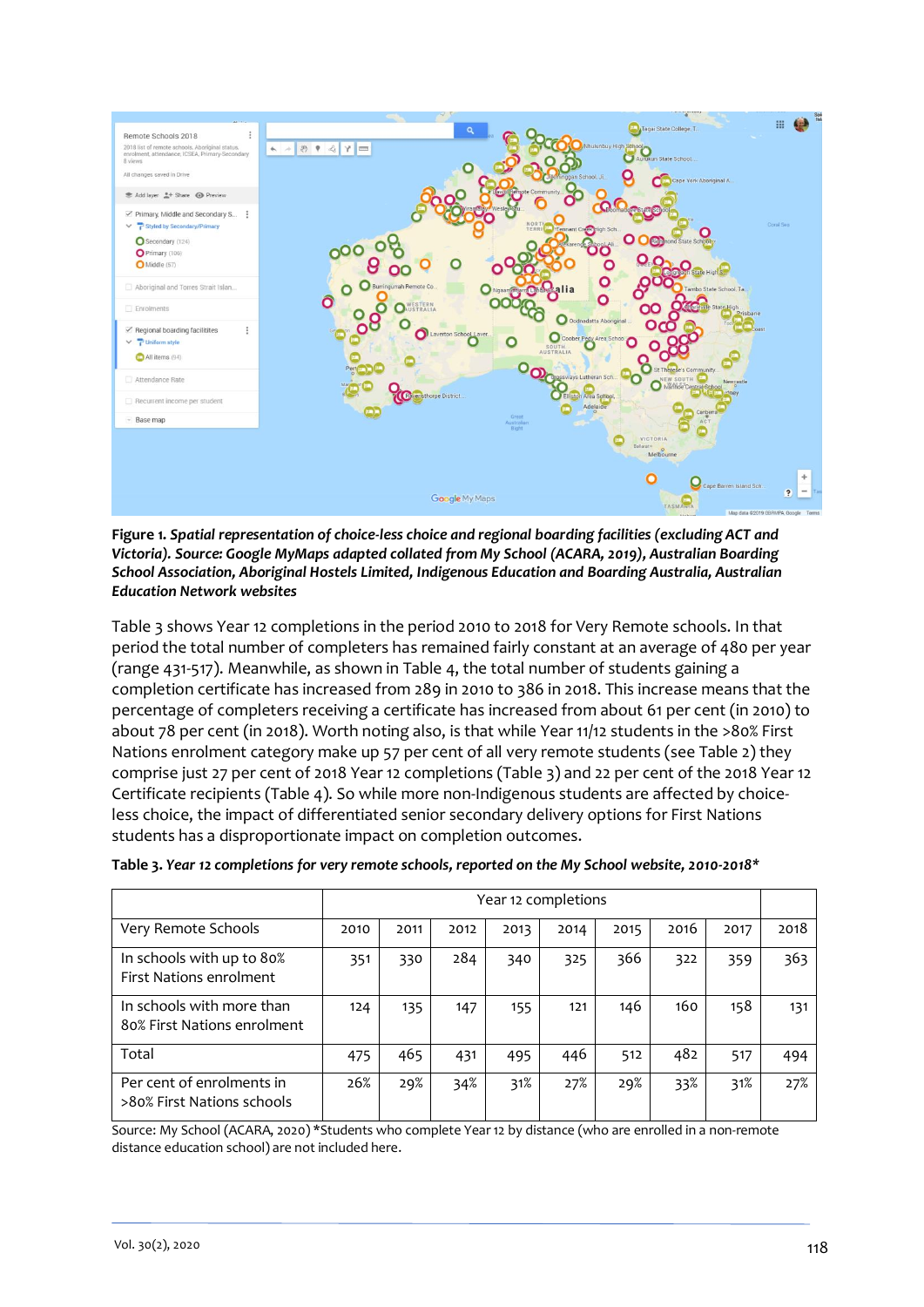**Figure 1.** ***Spatial representation of choice-less choice and regional boarding facilities (excluding ACT and Victoria). Source: Google MyMaps adapted collated from My School (ACARA, 2019), Australian Boarding School Association, Aboriginal Hostels Limited, Indigenous Education and Boarding Australia, Australian Education Network websites***

Table 3 shows Year 12 completions in the period 2010 to 2018 for Very Remote schools. In that period the total number of completers has remained fairly constant at an average of 480 per year (range 431-517). Meanwhile, as shown in Table 4, the total number of students gaining a completion certificate has increased from 289 in 2010 to 386 in 2018. This increase means that the percentage of completers receiving a certificate has increased from about 61 per cent (in 2010) to about 78 per cent (in 2018). Worth noting also, is that while Year 11/12 students in the >80% First Nations enrolment category make up 57 per cent of all very remote students (see Table 2) they comprise just 27 per cent of 2018 Year 12 completions (Table 3) and 22 per cent of the 2018 Year 12 Certificate recipients (Table 4). So while more non-Indigenous students are affected by choice-less choice, the impact of differentiated senior secondary delivery options for First Nations students has a disproportionate impact on completion outcomes.

**Table 3.** ***Year 12 completions for very remote schools, reported on the My School website, 2010-2018****

| | Year 12 completions | | | | | | | | |
|---|---|---|---|---|---|---|---|---|---|
| Very Remote Schools | 2010 | 2011 | 2012 | 2013 | 2014 | 2015 | 2016 | 2017 | 2018 |
| In schools with up to 80% First Nations enrolment | 351 | 330 | 284 | 340 | 325 | 366 | 322 | 359 | 363 |
| In schools with more than 80% First Nations enrolment | 124 | 135 | 147 | 155 | 121 | 146 | 160 | 158 | 131 |
| Total | 475 | 465 | 431 | 495 | 446 | 512 | 482 | 517 | 494 |
| Per cent of enrolments in >80% First Nations schools | 26% | 29% | 34% | 31% | 27% | 29% | 33% | 31% | 27% |

Source: My School (ACARA, 2020) *Students who complete Year 12 by distance (who are enrolled in a non-remote distance education school) are not included here.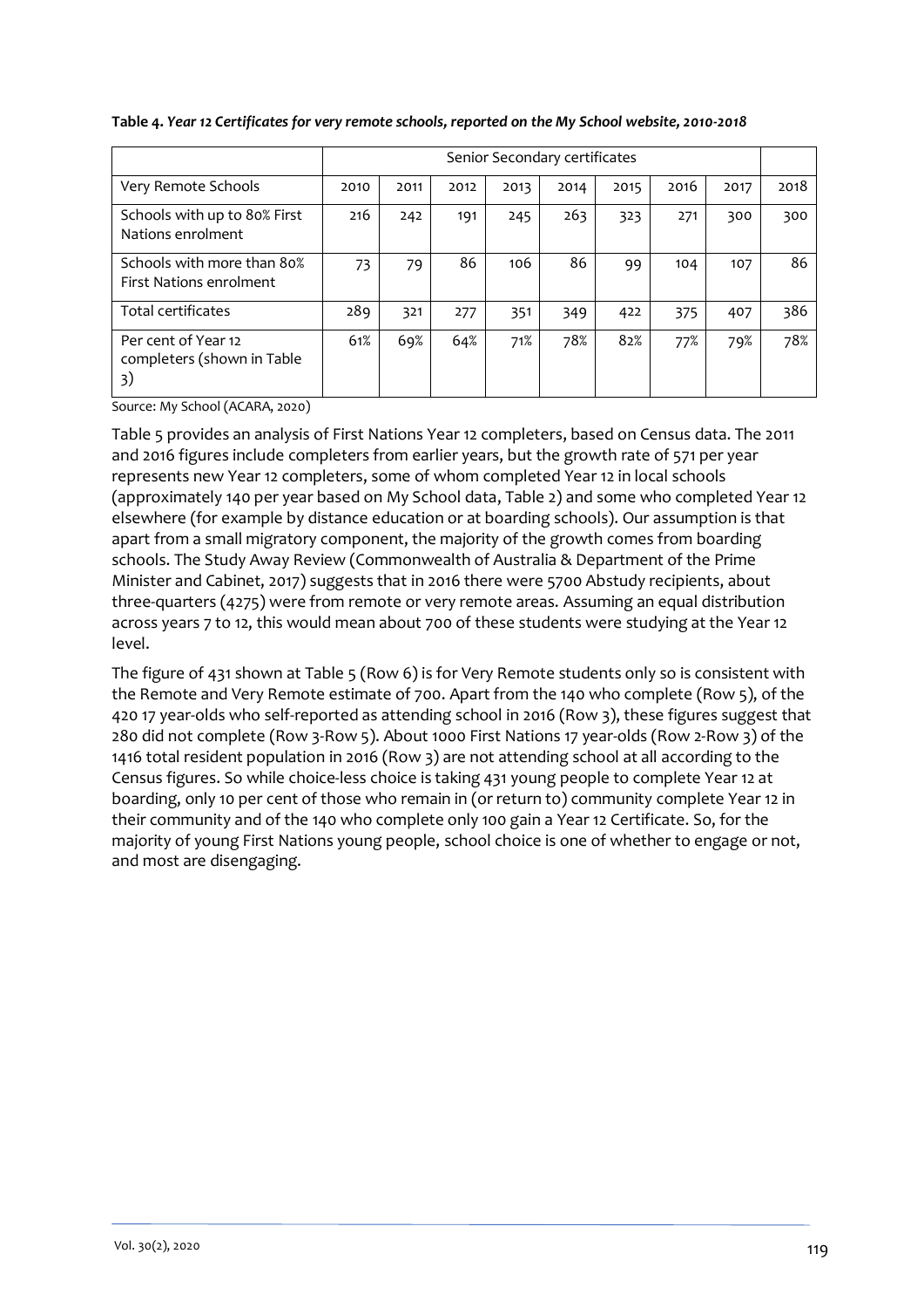**Table 4.** ***Year 12 Certificates for very remote schools, reported on the My School website, 2010-2018***

| | Senior Secondary certificates | | | | | | | | |
|---|---|---|---|---|---|---|---|---|---|
| Very Remote Schools | 2010 | 2011 | 2012 | 2013 | 2014 | 2015 | 2016 | 2017 | 2018 |
| Schools with up to 80% First Nations enrolment | 216 | 242 | 191 | 245 | 263 | 323 | 271 | 300 | 300 |
| Schools with more than 80% First Nations enrolment | 73 | 79 | 86 | 106 | 86 | 99 | 104 | 107 | 86 |
| Total certificates | 289 | 321 | 277 | 351 | 349 | 422 | 375 | 407 | 386 |
| Per cent of Year 12 completers (shown in Table 3) | 61% | 69% | 64% | 71% | 78% | 82% | 77% | 79% | 78% |

Source: My School (ACARA, 2020)

Table 5 provides an analysis of First Nations Year 12 completers, based on Census data. The 2011 and 2016 figures include completers from earlier years, but the growth rate of 571 per year represents new Year 12 completers, some of whom completed Year 12 in local schools (approximately 140 per year based on My School data, Table 2) and some who completed Year 12 elsewhere (for example by distance education or at boarding schools). Our assumption is that apart from a small migratory component, the majority of the growth comes from boarding schools. The Study Away Review (Commonwealth of Australia & Department of the Prime Minister and Cabinet, 2017) suggests that in 2016 there were 5700 Abstudy recipients, about three-quarters (4275) were from remote or very remote areas. Assuming an equal distribution across years 7 to 12, this would mean about 700 of these students were studying at the Year 12 level.

The figure of 431 shown at Table 5 (Row 6) is for Very Remote students only so is consistent with the Remote and Very Remote estimate of 700. Apart from the 140 who complete (Row 5), of the 420 17 year-olds who self-reported as attending school in 2016 (Row 3), these figures suggest that 280 did not complete (Row 3-Row 5). About 1000 First Nations 17 year-olds (Row 2-Row 3) of the 1416 total resident population in 2016 (Row 3) are not attending school at all according to the Census figures. So while choice-less choice is taking 431 young people to complete Year 12 at boarding, only 10 per cent of those who remain in (or return to) community complete Year 12 in their community and of the 140 who complete only 100 gain a Year 12 Certificate. So, for the majority of young First Nations young people, school choice is one of whether to engage or not, and most are disengaging.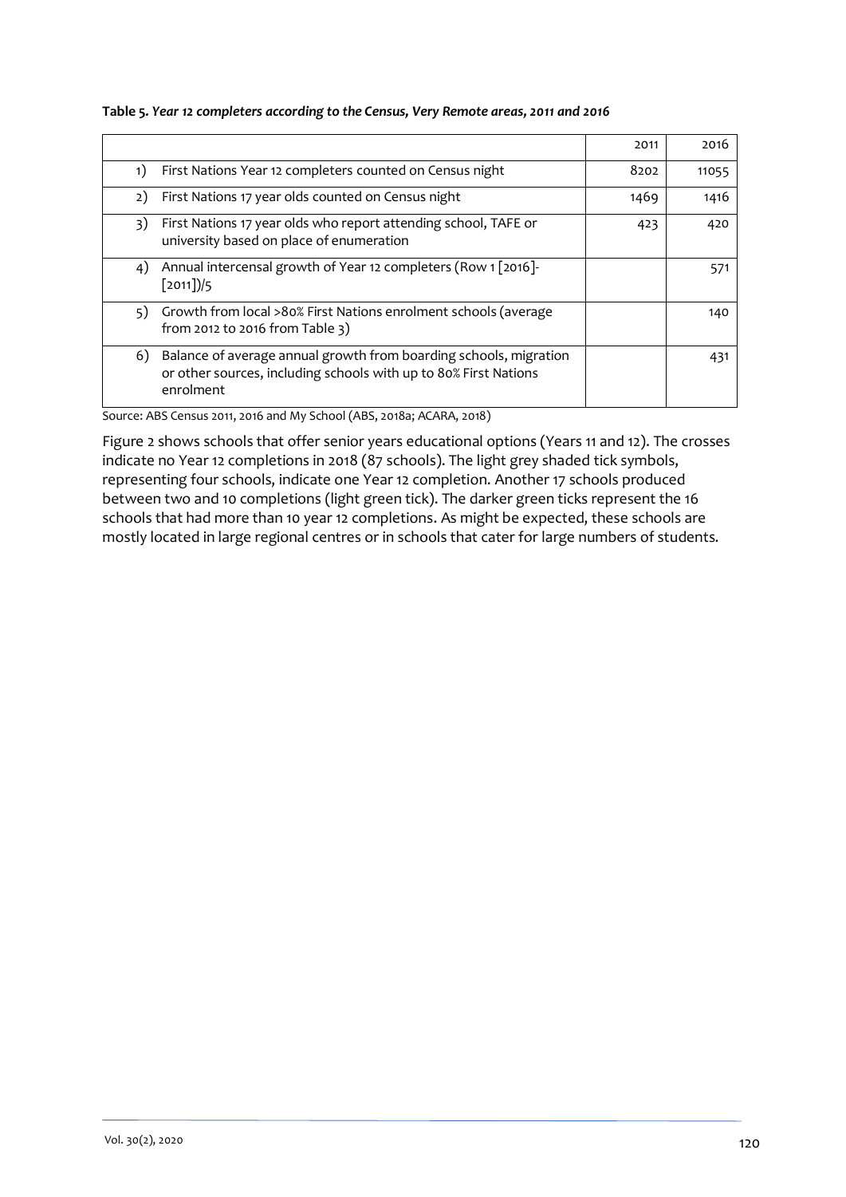**Table 5.** ***Year 12 completers according to the Census, Very Remote areas, 2011 and 2016***

| | 2011 | 2016 |
|---|---|---|
| 1) First Nations Year 12 completers counted on Census night | 8202 | 11055 |
| 2) First Nations 17 year olds counted on Census night | 1469 | 1416 |
| 3) First Nations 17 year olds who report attending school, TAFE or university based on place of enumeration | 423 | 420 |
| 4) Annual intercensal growth of Year 12 completers (Row 1 [2016]-[2011])/5 | | 571 |
| 5) Growth from local >80% First Nations enrolment schools (average from 2012 to 2016 from Table 3) | | 140 |
| 6) Balance of average annual growth from boarding schools, migration or other sources, including schools with up to 80% First Nations enrolment | | 431 |

Source: ABS Census 2011, 2016 and My School (ABS, 2018a; ACARA, 2018)

Figure 2 shows schools that offer senior years educational options (Years 11 and 12). The crosses indicate no Year 12 completions in 2018 (87 schools). The light grey shaded tick symbols, representing four schools, indicate one Year 12 completion. Another 17 schools produced between two and 10 completions (light green tick). The darker green ticks represent the 16 schools that had more than 10 year 12 completions. As might be expected, these schools are mostly located in large regional centres or in schools that cater for large numbers of students.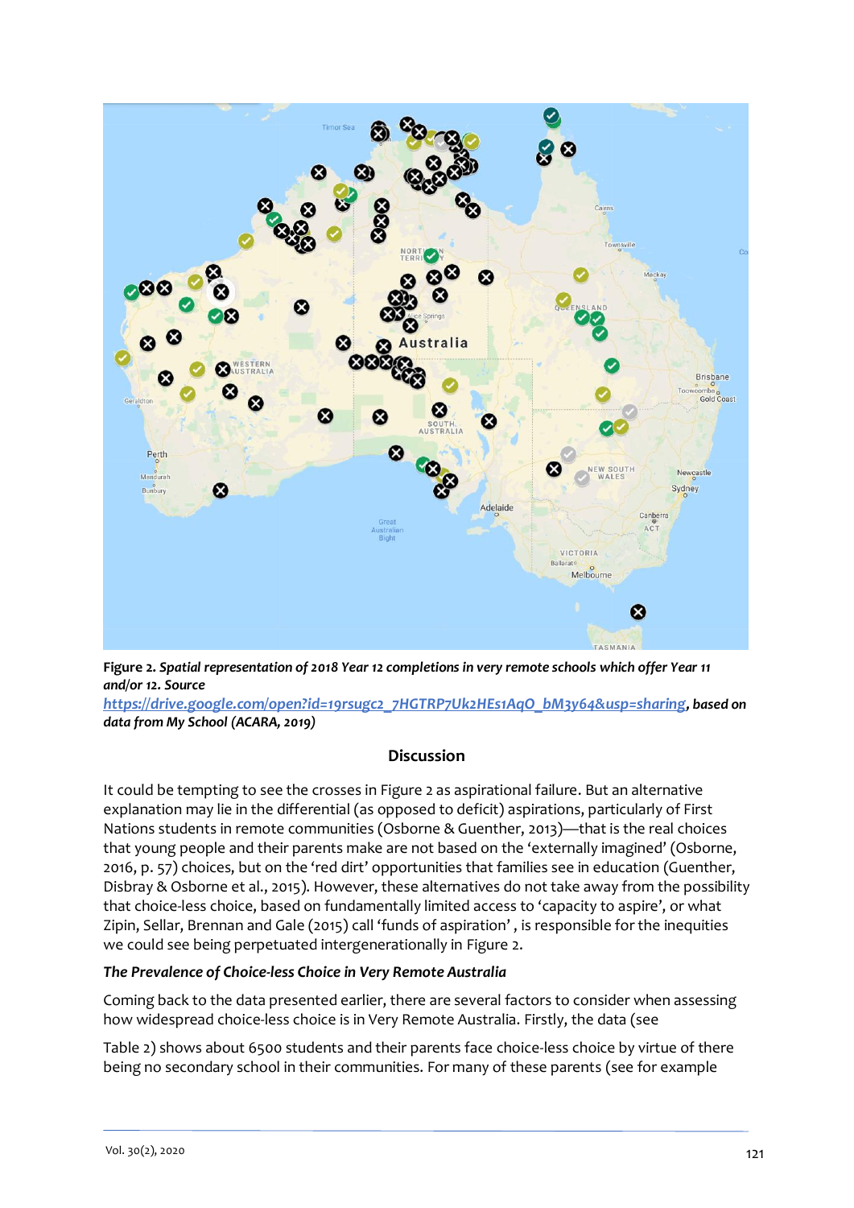**Figure 2.** ***Spatial representation of 2018 Year 12 completions in very remote schools which offer Year 11 and/or 12. Source*** [***https://drive.google.com/open?id=19rsugc2_7HGTRP7Uk2HEs1AqO_bM3y64&usp=sharing***](https://drive.google.com/open?id=19rsugc2_7HGTRP7Uk2HEs1AqO_bM3y64&usp=sharing)***, based on data from My School (ACARA, 2019)***

## Discussion

It could be tempting to see the crosses in Figure 2 as aspirational failure. But an alternative explanation may lie in the differential (as opposed to deficit) aspirations, particularly of First Nations students in remote communities (Osborne & Guenther, 2013)—that is the real choices that young people and their parents make are not based on the 'externally imagined' (Osborne, 2016, p. 57) choices, but on the 'red dirt' opportunities that families see in education (Guenther, Disbray & Osborne et al., 2015). However, these alternatives do not take away from the possibility that choice-less choice, based on fundamentally limited access to 'capacity to aspire', or what Zipin, Sellar, Brennan and Gale (2015) call 'funds of aspiration' , is responsible for the inequities we could see being perpetuated intergenerationally in Figure 2.

### *The Prevalence of Choice-less Choice in Very Remote Australia*

Coming back to the data presented earlier, there are several factors to consider when assessing how widespread choice-less choice is in Very Remote Australia. Firstly, the data (see

Table 2) shows about 6500 students and their parents face choice-less choice by virtue of there being no secondary school in their communities. For many of these parents (see for example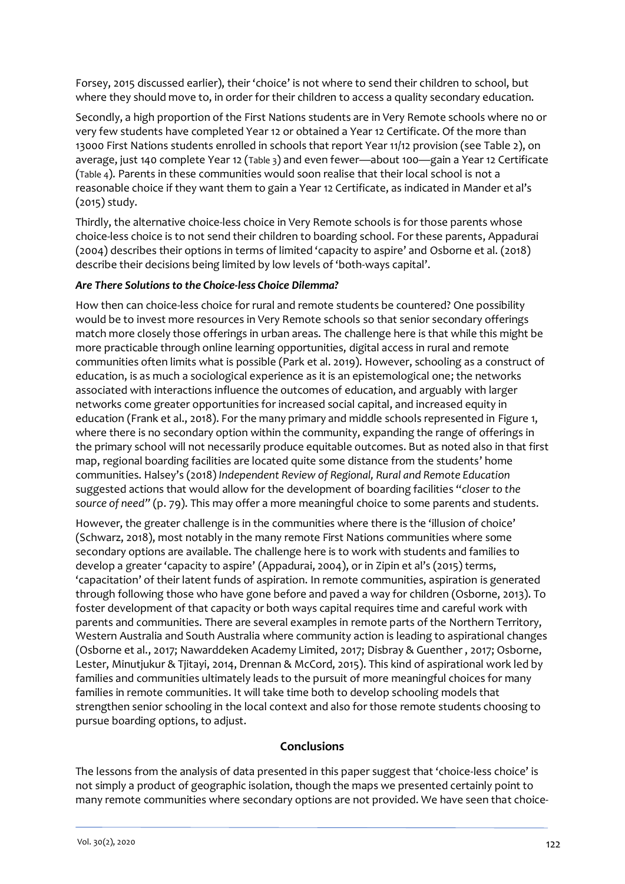Forsey, 2015 discussed earlier), their 'choice' is not where to send their children to school, but where they should move to, in order for their children to access a quality secondary education.

Secondly, a high proportion of the First Nations students are in Very Remote schools where no or very few students have completed Year 12 or obtained a Year 12 Certificate. Of the more than 13000 First Nations students enrolled in schools that report Year 11/12 provision (see Table 2), on average, just 140 complete Year 12 (Table 3) and even fewer—about 100—gain a Year 12 Certificate (Table 4). Parents in these communities would soon realise that their local school is not a reasonable choice if they want them to gain a Year 12 Certificate, as indicated in Mander et al's (2015) study.

Thirdly, the alternative choice-less choice in Very Remote schools is for those parents whose choice-less choice is to not send their children to boarding school. For these parents, Appadurai (2004) describes their options in terms of limited 'capacity to aspire' and Osborne et al. (2018) describe their decisions being limited by low levels of 'both-ways capital'.

### *Are There Solutions to the Choice-less Choice Dilemma?*

How then can choice-less choice for rural and remote students be countered? One possibility would be to invest more resources in Very Remote schools so that senior secondary offerings match more closely those offerings in urban areas. The challenge here is that while this might be more practicable through online learning opportunities, digital access in rural and remote communities often limits what is possible (Park et al. 2019). However, schooling as a construct of education, is as much a sociological experience as it is an epistemological one; the networks associated with interactions influence the outcomes of education, and arguably with larger networks come greater opportunities for increased social capital, and increased equity in education (Frank et al., 2018). For the many primary and middle schools represented in Figure 1, where there is no secondary option within the community, expanding the range of offerings in the primary school will not necessarily produce equitable outcomes. But as noted also in that first map, regional boarding facilities are located quite some distance from the students' home communities. Halsey's (2018) *Independent Review of Regional, Rural and Remote Education* suggested actions that would allow for the development of boarding facilities "*closer to the source of need*" (p. 79). This may offer a more meaningful choice to some parents and students.

However, the greater challenge is in the communities where there is the 'illusion of choice' (Schwarz, 2018), most notably in the many remote First Nations communities where some secondary options are available. The challenge here is to work with students and families to develop a greater 'capacity to aspire' (Appadurai, 2004), or in Zipin et al's (2015) terms, 'capacitation' of their latent funds of aspiration. In remote communities, aspiration is generated through following those who have gone before and paved a way for children (Osborne, 2013). To foster development of that capacity or both ways capital requires time and careful work with parents and communities. There are several examples in remote parts of the Northern Territory, Western Australia and South Australia where community action is leading to aspirational changes (Osborne et al., 2017; Nawarddeken Academy Limited, 2017; Disbray & Guenther , 2017; Osborne, Lester, Minutjukur & Tjitayi, 2014, Drennan & McCord, 2015). This kind of aspirational work led by families and communities ultimately leads to the pursuit of more meaningful choices for many families in remote communities. It will take time both to develop schooling models that strengthen senior schooling in the local context and also for those remote students choosing to pursue boarding options, to adjust.

## Conclusions

The lessons from the analysis of data presented in this paper suggest that 'choice-less choice' is not simply a product of geographic isolation, though the maps we presented certainly point to many remote communities where secondary options are not provided. We have seen that choice-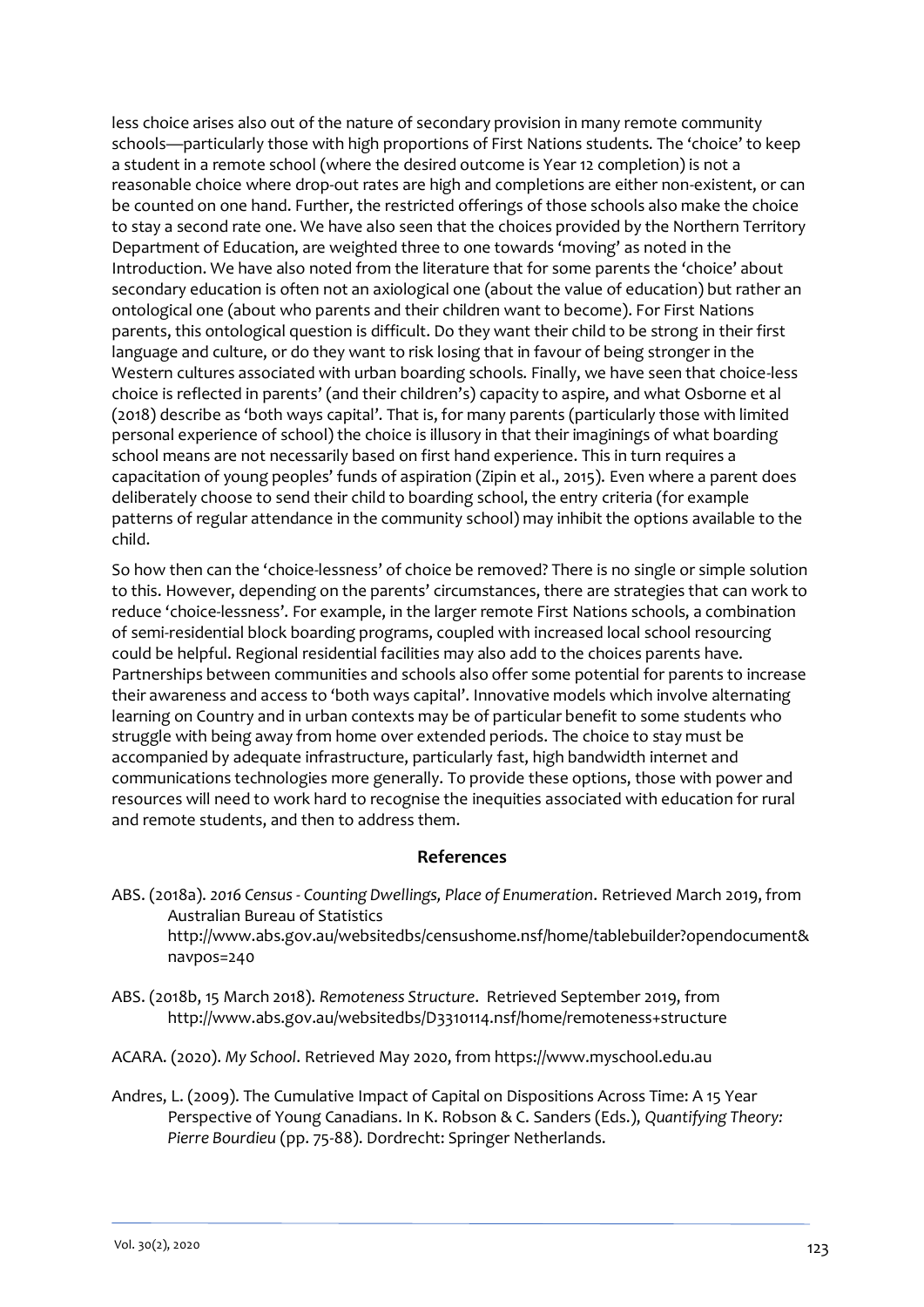less choice arises also out of the nature of secondary provision in many remote community schools—particularly those with high proportions of First Nations students. The 'choice' to keep a student in a remote school (where the desired outcome is Year 12 completion) is not a reasonable choice where drop-out rates are high and completions are either non-existent, or can be counted on one hand. Further, the restricted offerings of those schools also make the choice to stay a second rate one. We have also seen that the choices provided by the Northern Territory Department of Education, are weighted three to one towards 'moving' as noted in the Introduction. We have also noted from the literature that for some parents the 'choice' about secondary education is often not an axiological one (about the value of education) but rather an ontological one (about who parents and their children want to become). For First Nations parents, this ontological question is difficult. Do they want their child to be strong in their first language and culture, or do they want to risk losing that in favour of being stronger in the Western cultures associated with urban boarding schools. Finally, we have seen that choice-less choice is reflected in parents' (and their children's) capacity to aspire, and what Osborne et al (2018) describe as 'both ways capital'. That is, for many parents (particularly those with limited personal experience of school) the choice is illusory in that their imaginings of what boarding school means are not necessarily based on first hand experience. This in turn requires a capacitation of young peoples' funds of aspiration (Zipin et al., 2015). Even where a parent does deliberately choose to send their child to boarding school, the entry criteria (for example patterns of regular attendance in the community school) may inhibit the options available to the child.

So how then can the 'choice-lessness' of choice be removed? There is no single or simple solution to this. However, depending on the parents' circumstances, there are strategies that can work to reduce 'choice-lessness'. For example, in the larger remote First Nations schools, a combination of semi-residential block boarding programs, coupled with increased local school resourcing could be helpful. Regional residential facilities may also add to the choices parents have. Partnerships between communities and schools also offer some potential for parents to increase their awareness and access to 'both ways capital'. Innovative models which involve alternating learning on Country and in urban contexts may be of particular benefit to some students who struggle with being away from home over extended periods. The choice to stay must be accompanied by adequate infrastructure, particularly fast, high bandwidth internet and communications technologies more generally. To provide these options, those with power and resources will need to work hard to recognise the inequities associated with education for rural and remote students, and then to address them.

## References

ABS. (2018a). *2016 Census - Counting Dwellings, Place of Enumeration*. Retrieved March 2019, from Australian Bureau of Statistics http://www.abs.gov.au/websitedbs/censushome.nsf/home/tablebuilder?opendocument&navpos=240

ABS. (2018b, 15 March 2018). *Remoteness Structure*. Retrieved September 2019, from http://www.abs.gov.au/websitedbs/D3310114.nsf/home/remoteness+structure

ACARA. (2020). *My School*. Retrieved May 2020, from https://www.myschool.edu.au

Andres, L. (2009). The Cumulative Impact of Capital on Dispositions Across Time: A 15 Year Perspective of Young Canadians. In K. Robson & C. Sanders (Eds.), *Quantifying Theory: Pierre Bourdieu* (pp. 75-88). Dordrecht: Springer Netherlands.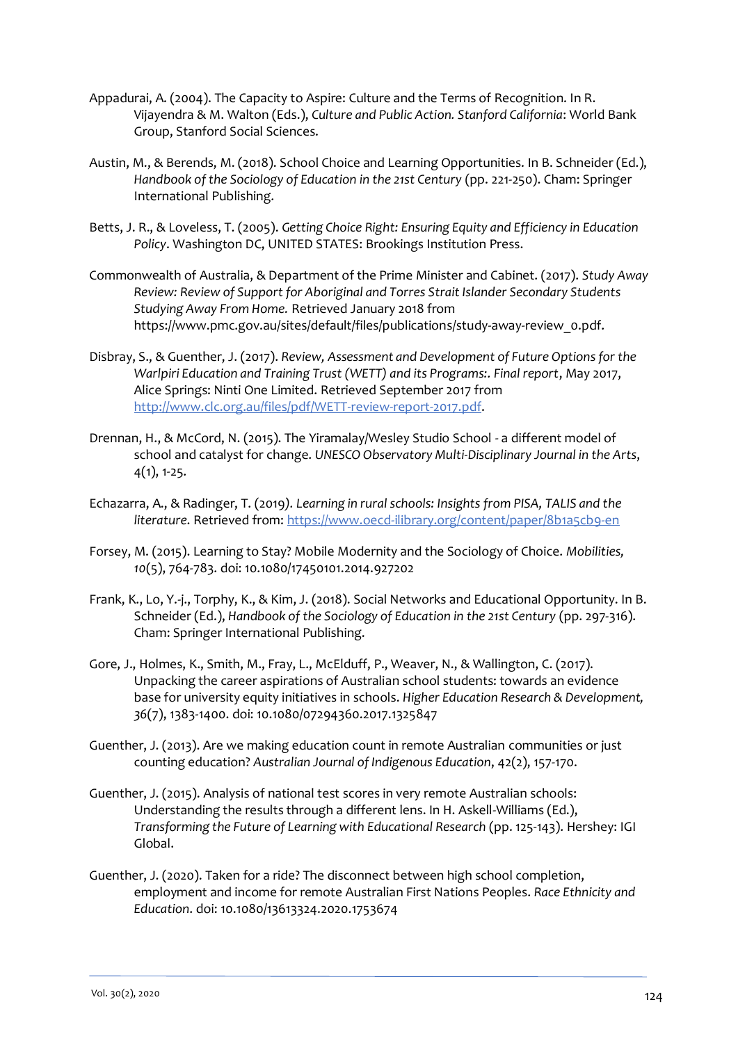Appadurai, A. (2004). The Capacity to Aspire: Culture and the Terms of Recognition. In R. Vijayendra & M. Walton (Eds.), *Culture and Public Action. Stanford California*: World Bank Group, Stanford Social Sciences.

Austin, M., & Berends, M. (2018). School Choice and Learning Opportunities. In B. Schneider (Ed.), *Handbook of the Sociology of Education in the 21st Century* (pp. 221-250). Cham: Springer International Publishing.

Betts, J. R., & Loveless, T. (2005). *Getting Choice Right: Ensuring Equity and Efficiency in Education Policy*. Washington DC, UNITED STATES: Brookings Institution Press.

Commonwealth of Australia, & Department of the Prime Minister and Cabinet. (2017). *Study Away Review: Review of Support for Aboriginal and Torres Strait Islander Secondary Students Studying Away From Home.* Retrieved January 2018 from https://www.pmc.gov.au/sites/default/files/publications/study-away-review_0.pdf.

Disbray, S., & Guenther, J. (2017). *Review, Assessment and Development of Future Options for the Warlpiri Education and Training Trust (WETT) and its Programs:. Final report*, May 2017, Alice Springs: Ninti One Limited. Retrieved September 2017 from http://www.clc.org.au/files/pdf/WETT-review-report-2017.pdf.

Drennan, H., & McCord, N. (2015). The Yiramalay/Wesley Studio School - a different model of school and catalyst for change. *UNESCO Observatory Multi-Disciplinary Journal in the Arts*, 4(1), 1-25.

Echazarra, A., & Radinger, T. (2019). *Learning in rural schools: Insights from PISA, TALIS and the literature*. Retrieved from: https://www.oecd-ilibrary.org/content/paper/8b1a5cb9-en

Forsey, M. (2015). Learning to Stay? Mobile Modernity and the Sociology of Choice. *Mobilities, 10*(5), 764-783. doi: 10.1080/17450101.2014.927202

Frank, K., Lo, Y.-j., Torphy, K., & Kim, J. (2018). Social Networks and Educational Opportunity. In B. Schneider (Ed.), *Handbook of the Sociology of Education in the 21st Century* (pp. 297-316). Cham: Springer International Publishing.

Gore, J., Holmes, K., Smith, M., Fray, L., McElduff, P., Weaver, N., & Wallington, C. (2017). Unpacking the career aspirations of Australian school students: towards an evidence base for university equity initiatives in schools. *Higher Education Research & Development, 36*(7), 1383-1400. doi: 10.1080/07294360.2017.1325847

Guenther, J. (2013). Are we making education count in remote Australian communities or just counting education? *Australian Journal of Indigenous Education*, 42(2), 157-170.

Guenther, J. (2015). Analysis of national test scores in very remote Australian schools: Understanding the results through a different lens. In H. Askell-Williams (Ed.), *Transforming the Future of Learning with Educational Research* (pp. 125-143). Hershey: IGI Global.

Guenther, J. (2020). Taken for a ride? The disconnect between high school completion, employment and income for remote Australian First Nations Peoples. *Race Ethnicity and Education*. doi: 10.1080/13613324.2020.1753674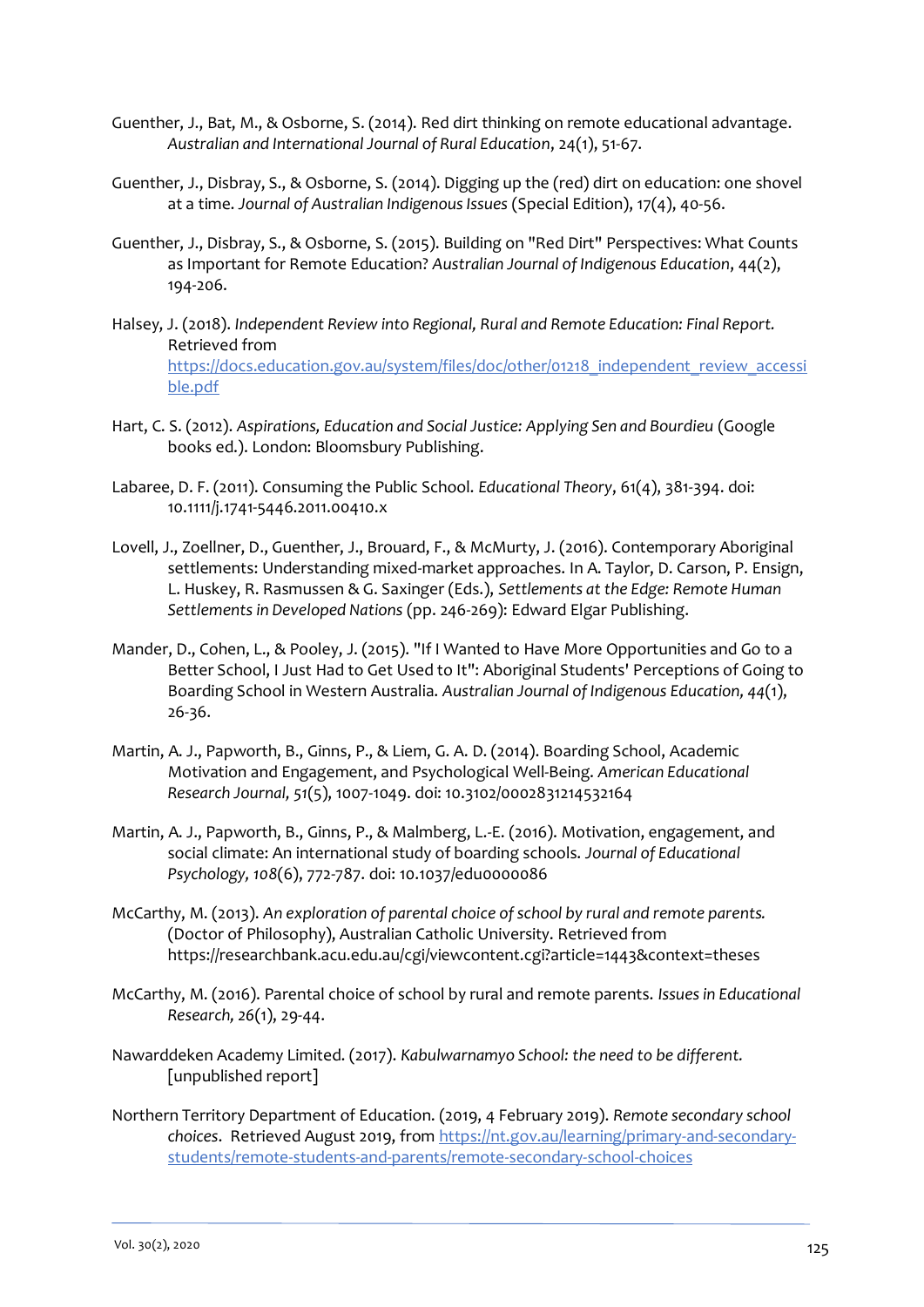Guenther, J., Bat, M., & Osborne, S. (2014). Red dirt thinking on remote educational advantage. *Australian and International Journal of Rural Education*, 24(1), 51-67.

Guenther, J., Disbray, S., & Osborne, S. (2014). Digging up the (red) dirt on education: one shovel at a time. *Journal of Australian Indigenous Issues* (Special Edition), 17(4), 40-56.

Guenther, J., Disbray, S., & Osborne, S. (2015). Building on "Red Dirt" Perspectives: What Counts as Important for Remote Education? *Australian Journal of Indigenous Education*, 44(2), 194-206.

Halsey, J. (2018). *Independent Review into Regional, Rural and Remote Education: Final Report.* Retrieved from [https://docs.education.gov.au/system/files/doc/other/01218_independent_review_accessible.pdf](https://docs.education.gov.au/system/files/doc/other/01218_independent_review_accessible.pdf)

Hart, C. S. (2012). *Aspirations, Education and Social Justice: Applying Sen and Bourdieu* (Google books ed.). London: Bloomsbury Publishing.

Labaree, D. F. (2011). Consuming the Public School. *Educational Theory*, 61(4), 381-394. doi: 10.1111/j.1741-5446.2011.00410.x

Lovell, J., Zoellner, D., Guenther, J., Brouard, F., & McMurty, J. (2016). Contemporary Aboriginal settlements: Understanding mixed-market approaches. In A. Taylor, D. Carson, P. Ensign, L. Huskey, R. Rasmussen & G. Saxinger (Eds.), *Settlements at the Edge: Remote Human Settlements in Developed Nations* (pp. 246-269): Edward Elgar Publishing.

Mander, D., Cohen, L., & Pooley, J. (2015). "If I Wanted to Have More Opportunities and Go to a Better School, I Just Had to Get Used to It": Aboriginal Students' Perceptions of Going to Boarding School in Western Australia. *Australian Journal of Indigenous Education, 44*(1), 26-36.

Martin, A. J., Papworth, B., Ginns, P., & Liem, G. A. D. (2014). Boarding School, Academic Motivation and Engagement, and Psychological Well-Being. *American Educational Research Journal, 51*(5), 1007-1049. doi: 10.3102/0002831214532164

Martin, A. J., Papworth, B., Ginns, P., & Malmberg, L.-E. (2016). Motivation, engagement, and social climate: An international study of boarding schools. *Journal of Educational Psychology, 108*(6), 772-787. doi: 10.1037/edu0000086

McCarthy, M. (2013). *An exploration of parental choice of school by rural and remote parents.* (Doctor of Philosophy), Australian Catholic University. Retrieved from https://researchbank.acu.edu.au/cgi/viewcontent.cgi?article=1443&context=theses

McCarthy, M. (2016). Parental choice of school by rural and remote parents. *Issues in Educational Research, 26*(1), 29-44.

Nawarddeken Academy Limited. (2017). *Kabulwarnamyo School: the need to be different.* [unpublished report]

Northern Territory Department of Education. (2019, 4 February 2019). *Remote secondary school choices*. Retrieved August 2019, from [https://nt.gov.au/learning/primary-and-secondary-students/remote-students-and-parents/remote-secondary-school-choices](https://nt.gov.au/learning/primary-and-secondary-students/remote-students-and-parents/remote-secondary-school-choices)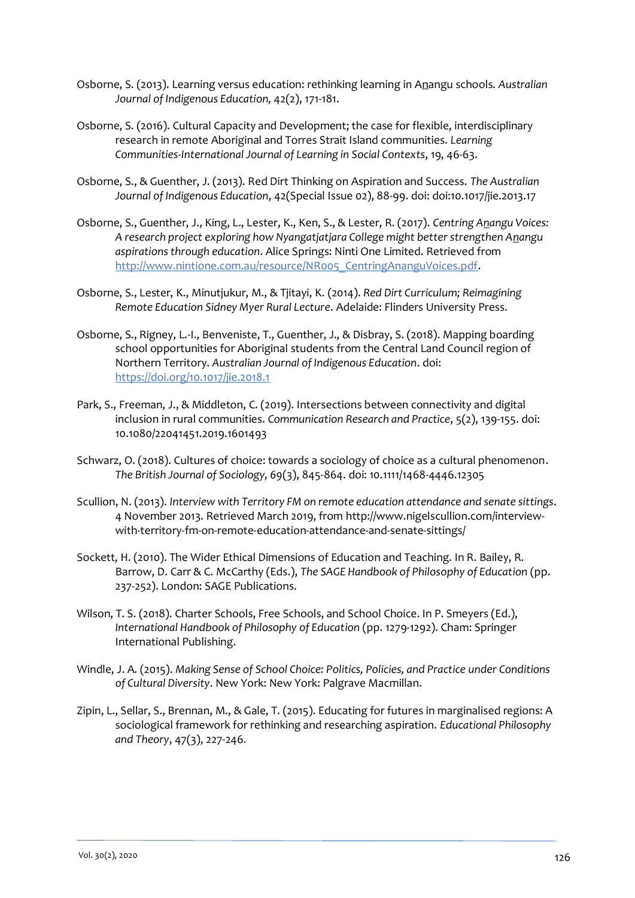Osborne, S. (2013). Learning versus education: rethinking learning in Anangu schools. *Australian Journal of Indigenous Education, 42*(2), 171-181.

Osborne, S. (2016). Cultural Capacity and Development; the case for flexible, interdisciplinary research in remote Aboriginal and Torres Strait Island communities. *Learning Communities-International Journal of Learning in Social Contexts*, 19, 46-63.

Osborne, S., & Guenther, J. (2013). Red Dirt Thinking on Aspiration and Success. *The Australian Journal of Indigenous Education*, 42(Special Issue 02), 88-99. doi: doi:10.1017/jie.2013.17

Osborne, S., Guenther, J., King, L., Lester, K., Ken, S., & Lester, R. (2017). *Centring Anangu Voices: A research project exploring how Nyangatjatjara College might better strengthen Anangu aspirations through education*. Alice Springs: Ninti One Limited. Retrieved from http://www.nintione.com.au/resource/NR005_CentringAnanguVoices.pdf.

Osborne, S., Lester, K., Minutjukur, M., & Tjitayi, K. (2014). *Red Dirt Curriculum; Reimagining Remote Education Sidney Myer Rural Lecture*. Adelaide: Flinders University Press.

Osborne, S., Rigney, L.-I., Benveniste, T., Guenther, J., & Disbray, S. (2018). Mapping boarding school opportunities for Aboriginal students from the Central Land Council region of Northern Territory. *Australian Journal of Indigenous Education*. doi: https://doi.org/10.1017/jie.2018.1

Park, S., Freeman, J., & Middleton, C. (2019). Intersections between connectivity and digital inclusion in rural communities. *Communication Research and Practice*, 5(2), 139-155. doi: 10.1080/22041451.2019.1601493

Schwarz, O. (2018). Cultures of choice: towards a sociology of choice as a cultural phenomenon. *The British Journal of Sociology, 69*(3), 845-864. doi: 10.1111/1468-4446.12305

Scullion, N. (2013). *Interview with Territory FM on remote education attendance and senate sittings*. 4 November 2013. Retrieved March 2019, from http://www.nigelscullion.com/interview-with-territory-fm-on-remote-education-attendance-and-senate-sittings/

Sockett, H. (2010). The Wider Ethical Dimensions of Education and Teaching. In R. Bailey, R. Barrow, D. Carr & C. McCarthy (Eds.), *The SAGE Handbook of Philosophy of Education* (pp. 237-252). London: SAGE Publications.

Wilson, T. S. (2018). Charter Schools, Free Schools, and School Choice. In P. Smeyers (Ed.), *International Handbook of Philosophy of Education* (pp. 1279-1292). Cham: Springer International Publishing.

Windle, J. A. (2015). *Making Sense of School Choice: Politics, Policies, and Practice under Conditions of Cultural Diversity*. New York: New York: Palgrave Macmillan.

Zipin, L., Sellar, S., Brennan, M., & Gale, T. (2015). Educating for futures in marginalised regions: A sociological framework for rethinking and researching aspiration. *Educational Philosophy and Theory*, 47(3), 227-246.